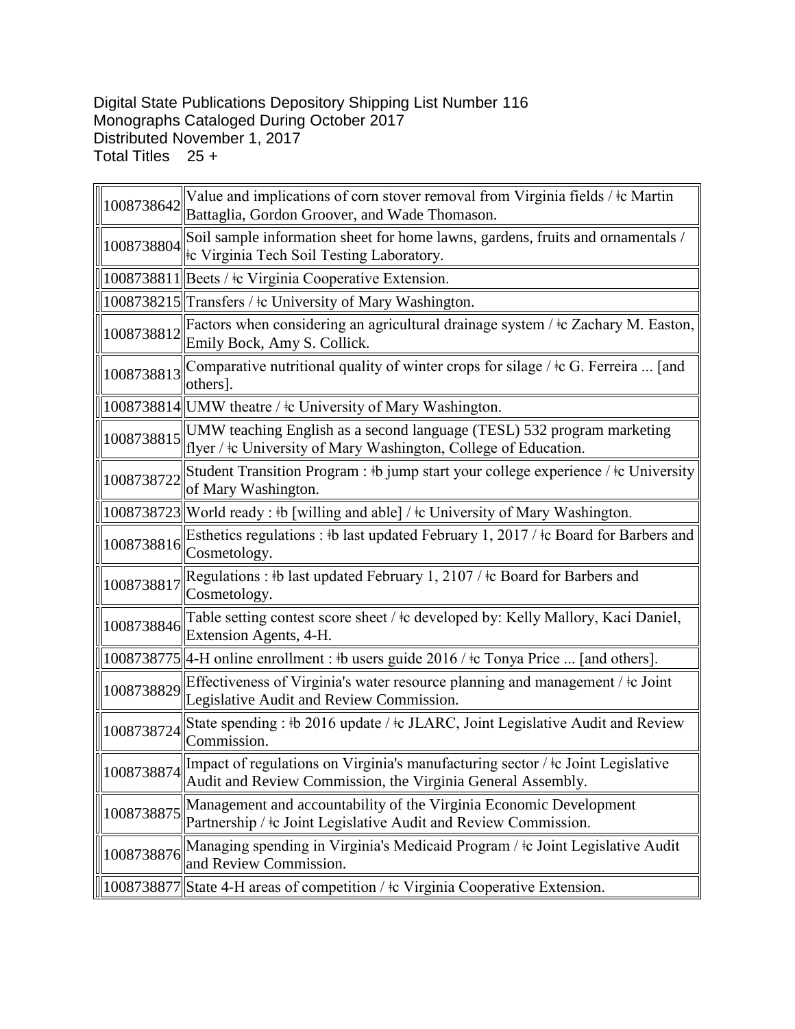Digital State Publications Depository Shipping List Number 116
Monographs Cataloged During October 2017
Distributed November 1, 2017
Total Titles 25 +

| | |
|---|---|
| 1008738642 | Value and implications of corn stover removal from Virginia fields / ǂc Martin Battaglia, Gordon Groover, and Wade Thomason. |
| 1008738804 | Soil sample information sheet for home lawns, gardens, fruits and ornamentals / ǂc Virginia Tech Soil Testing Laboratory. |
| 1008738811 | Beets / ǂc Virginia Cooperative Extension. |
| 1008738215 | Transfers / ǂc University of Mary Washington. |
| 1008738812 | Factors when considering an agricultural drainage system / ǂc Zachary M. Easton, Emily Bock, Amy S. Collick. |
| 1008738813 | Comparative nutritional quality of winter crops for silage / ǂc G. Ferreira ... [and others]. |
| 1008738814 | UMW theatre / ǂc University of Mary Washington. |
| 1008738815 | UMW teaching English as a second language (TESL) 532 program marketing flyer / ǂc University of Mary Washington, College of Education. |
| 1008738722 | Student Transition Program : ǂb jump start your college experience / ǂc University of Mary Washington. |
| 1008738723 | World ready : ǂb [willing and able] / ǂc University of Mary Washington. |
| 1008738816 | Esthetics regulations : ǂb last updated February 1, 2017 / ǂc Board for Barbers and Cosmetology. |
| 1008738817 | Regulations : ǂb last updated February 1, 2107 / ǂc Board for Barbers and Cosmetology. |
| 1008738846 | Table setting contest score sheet / ǂc developed by: Kelly Mallory, Kaci Daniel, Extension Agents, 4-H. |
| 1008738775 | 4-H online enrollment : ǂb users guide 2016 / ǂc Tonya Price ... [and others]. |
| 1008738829 | Effectiveness of Virginia's water resource planning and management / ǂc Joint Legislative Audit and Review Commission. |
| 1008738724 | State spending : ǂb 2016 update / ǂc JLARC, Joint Legislative Audit and Review Commission. |
| 1008738874 | Impact of regulations on Virginia's manufacturing sector / ǂc Joint Legislative Audit and Review Commission, the Virginia General Assembly. |
| 1008738875 | Management and accountability of the Virginia Economic Development Partnership / ǂc Joint Legislative Audit and Review Commission. |
| 1008738876 | Managing spending in Virginia's Medicaid Program / ǂc Joint Legislative Audit and Review Commission. |
| 1008738877 | State 4-H areas of competition / ǂc Virginia Cooperative Extension. |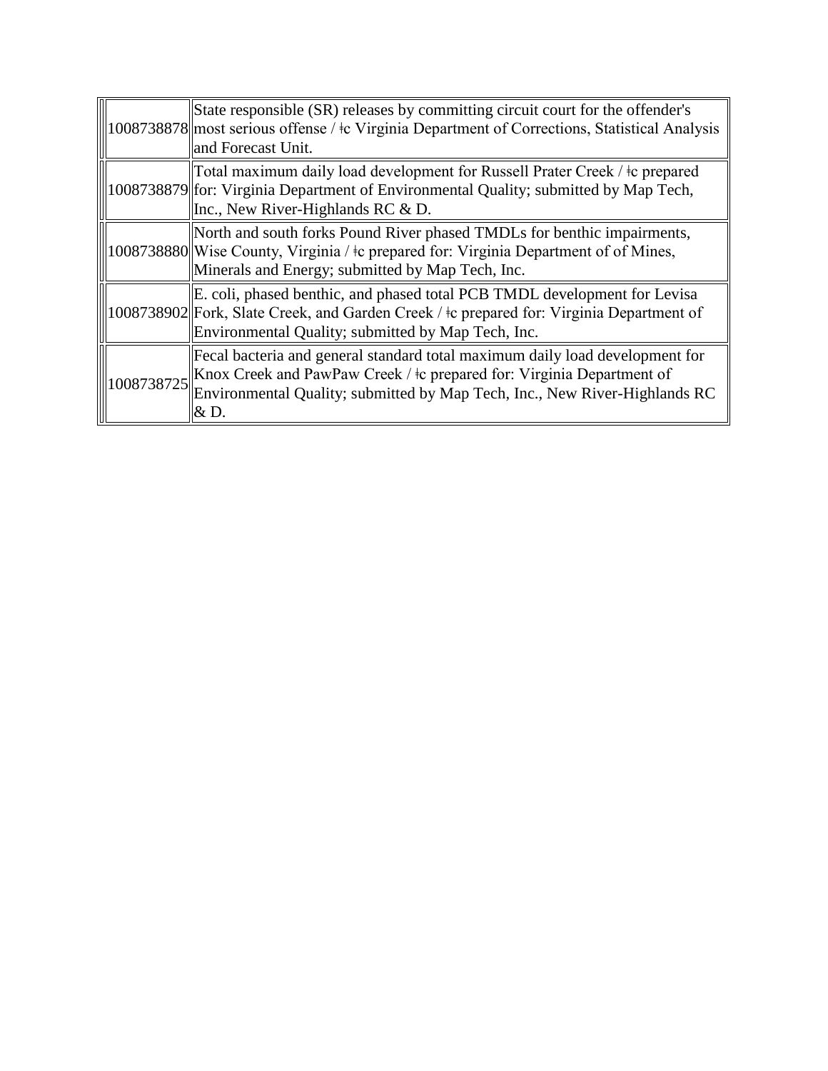| | |
|---|---|
| 1008738878 | State responsible (SR) releases by committing circuit court for the offender's most serious offense / ǂc Virginia Department of Corrections, Statistical Analysis and Forecast Unit. |
| 1008738879 | Total maximum daily load development for Russell Prater Creek / ǂc prepared for: Virginia Department of Environmental Quality; submitted by Map Tech, Inc., New River-Highlands RC & D. |
| 1008738880 | North and south forks Pound River phased TMDLs for benthic impairments, Wise County, Virginia / ǂc prepared for: Virginia Department of of Mines, Minerals and Energy; submitted by Map Tech, Inc. |
| 1008738902 | E. coli, phased benthic, and phased total PCB TMDL development for Levisa Fork, Slate Creek, and Garden Creek / ǂc prepared for: Virginia Department of Environmental Quality; submitted by Map Tech, Inc. |
| 1008738725 | Fecal bacteria and general standard total maximum daily load development for Knox Creek and PawPaw Creek / ǂc prepared for: Virginia Department of Environmental Quality; submitted by Map Tech, Inc., New River-Highlands RC & D. |